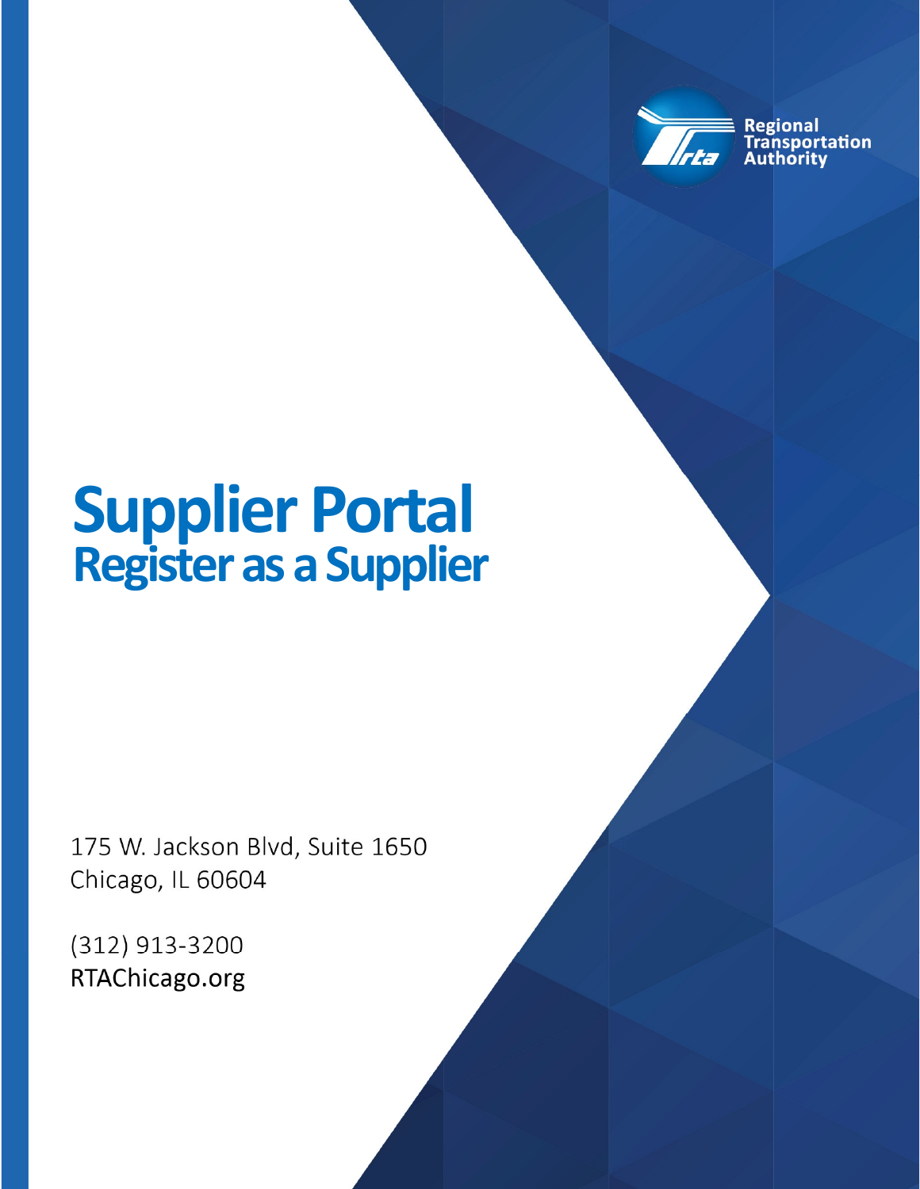Regional Transportation Authority

# Supplier Portal
## Register as a Supplier

175 W. Jackson Blvd, Suite 1650
Chicago, IL 60604

(312) 913-3200
RTAChicago.org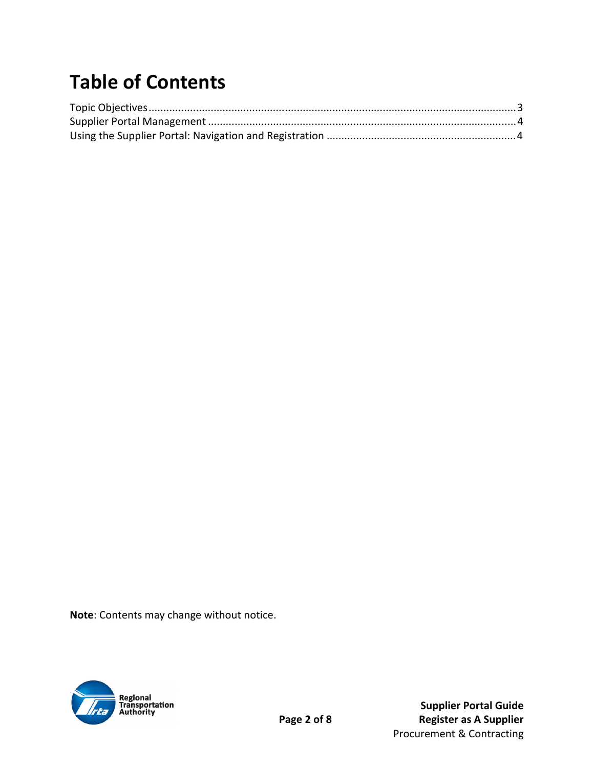# Table of Contents

Topic Objectives ........................................................................................................................ 3
Supplier Portal Management ..................................................................................................... 4
Using the Supplier Portal: Navigation and Registration ............................................................. 4

**Note**: Contents may change without notice.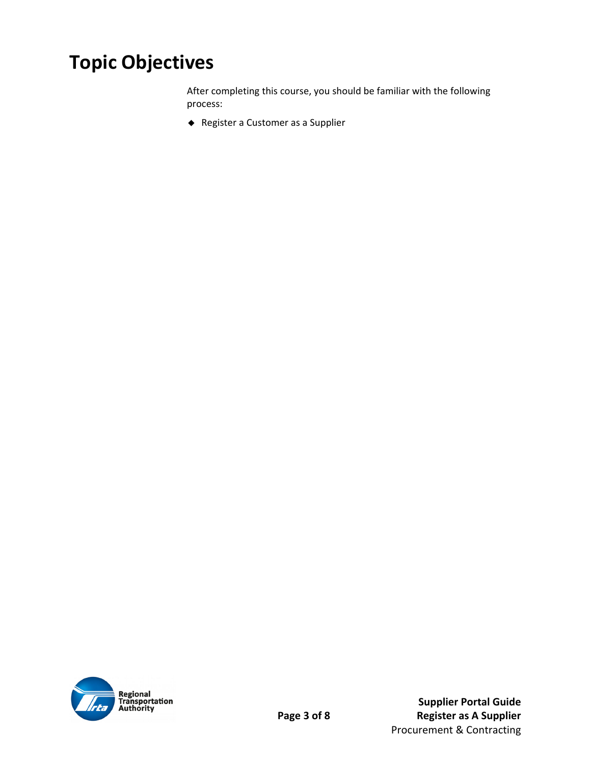# Topic Objectives

After completing this course, you should be familiar with the following process:

- Register a Customer as a Supplier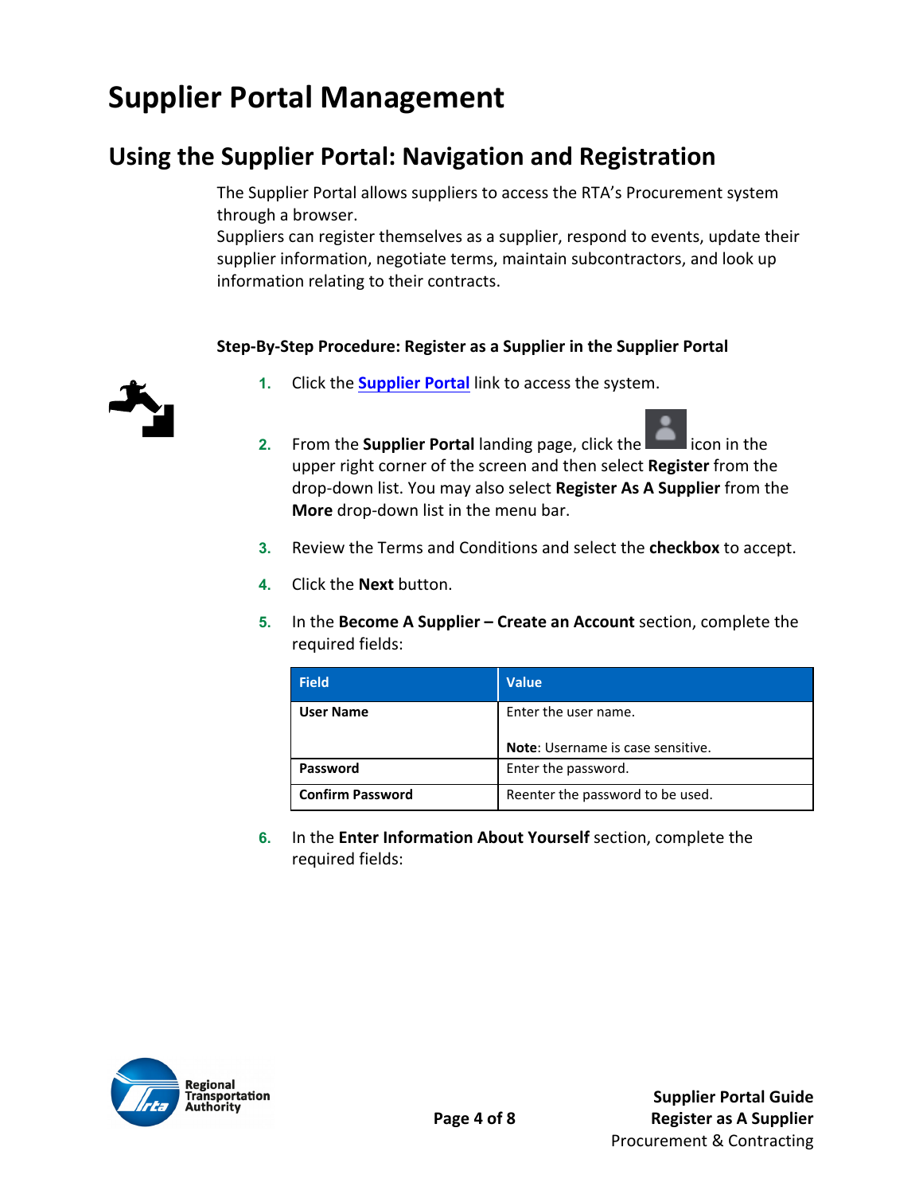# Supplier Portal Management

## Using the Supplier Portal: Navigation and Registration

The Supplier Portal allows suppliers to access the RTA's Procurement system through a browser.
Suppliers can register themselves as a supplier, respond to events, update their supplier information, negotiate terms, maintain subcontractors, and look up information relating to their contracts.

**Step-By-Step Procedure: Register as a Supplier in the Supplier Portal**

1. Click the **Supplier Portal** link to access the system.
2. From the **Supplier Portal** landing page, click the icon in the upper right corner of the screen and then select **Register** from the drop-down list. You may also select **Register As A Supplier** from the **More** drop-down list in the menu bar.
3. Review the Terms and Conditions and select the **checkbox** to accept.
4. Click the **Next** button.
5. In the **Become A Supplier – Create an Account** section, complete the required fields:

| Field | Value |
| --- | --- |
| **User Name** | Enter the user name.<br><br>**Note**: Username is case sensitive. |
| **Password** | Enter the password. |
| **Confirm Password** | Reenter the password to be used. |

6. In the **Enter Information About Yourself** section, complete the required fields: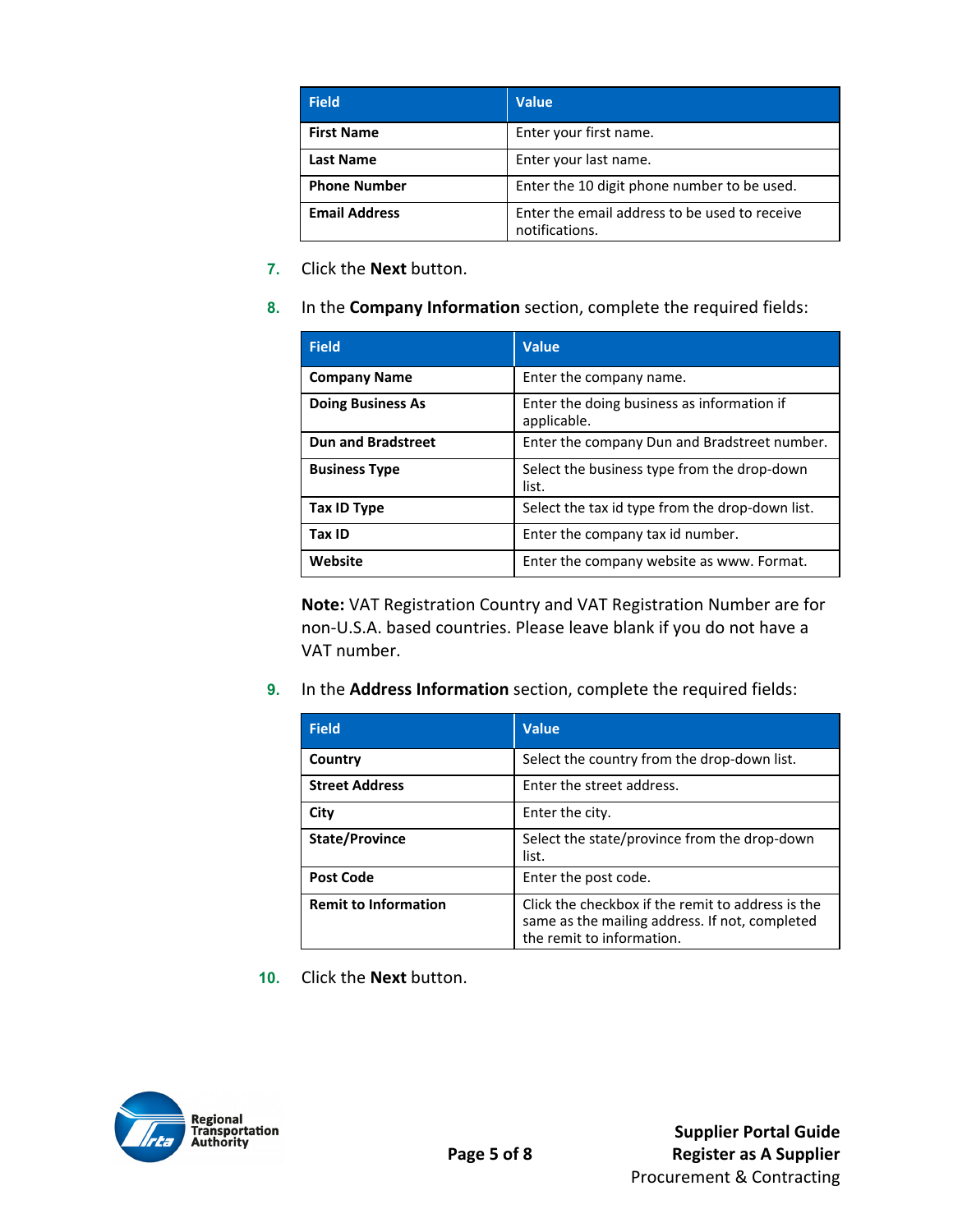| Field | Value |
| --- | --- |
| **First Name** | Enter your first name. |
| **Last Name** | Enter your last name. |
| **Phone Number** | Enter the 10 digit phone number to be used. |
| **Email Address** | Enter the email address to be used to receive notifications. |

7. Click the **Next** button.

8. In the **Company Information** section, complete the required fields:

| Field | Value |
| --- | --- |
| **Company Name** | Enter the company name. |
| **Doing Business As** | Enter the doing business as information if applicable. |
| **Dun and Bradstreet** | Enter the company Dun and Bradstreet number. |
| **Business Type** | Select the business type from the drop-down list. |
| **Tax ID Type** | Select the tax id type from the drop-down list. |
| **Tax ID** | Enter the company tax id number. |
| **Website** | Enter the company website as www. Format. |

**Note:** VAT Registration Country and VAT Registration Number are for non-U.S.A. based countries. Please leave blank if you do not have a VAT number.

9. In the **Address Information** section, complete the required fields:

| Field | Value |
| --- | --- |
| **Country** | Select the country from the drop-down list. |
| **Street Address** | Enter the street address. |
| **City** | Enter the city. |
| **State/Province** | Select the state/province from the drop-down list. |
| **Post Code** | Enter the post code. |
| **Remit to Information** | Click the checkbox if the remit to address is the same as the mailing address. If not, completed the remit to information. |

10. Click the **Next** button.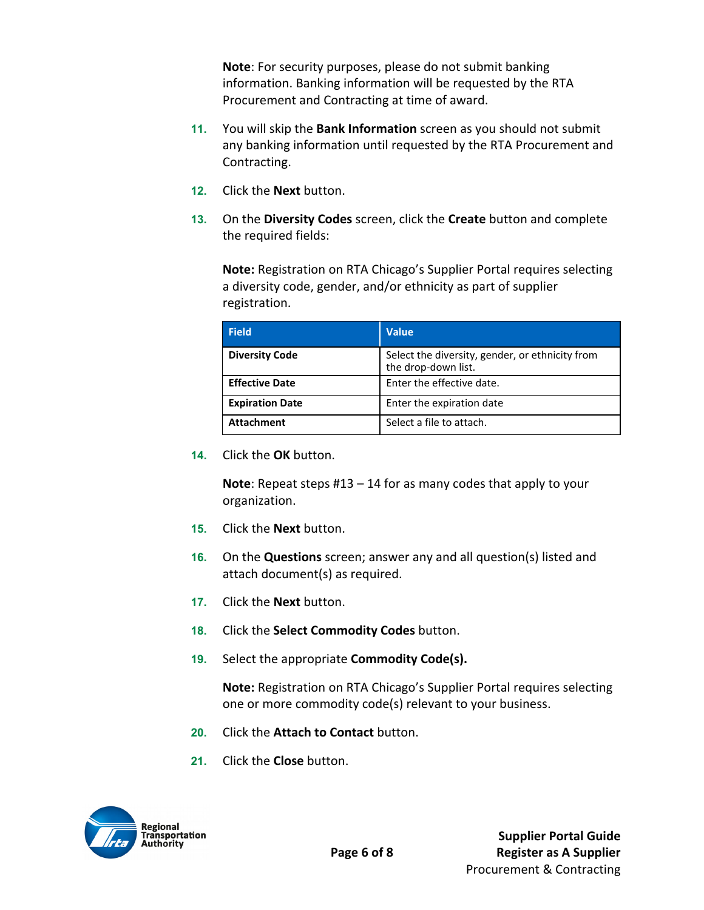**Note**: For security purposes, please do not submit banking information. Banking information will be requested by the RTA Procurement and Contracting at time of award.

11. You will skip the **Bank Information** screen as you should not submit any banking information until requested by the RTA Procurement and Contracting.

12. Click the **Next** button.

13. On the **Diversity Codes** screen, click the **Create** button and complete the required fields:

    **Note:** Registration on RTA Chicago's Supplier Portal requires selecting a diversity code, gender, and/or ethnicity as part of supplier registration.

| Field | Value |
|---|---|
| **Diversity Code** | Select the diversity, gender, or ethnicity from the drop-down list. |
| **Effective Date** | Enter the effective date. |
| **Expiration Date** | Enter the expiration date |
| **Attachment** | Select a file to attach. |

14. Click the **OK** button.

    **Note**: Repeat steps #13 – 14 for as many codes that apply to your organization.

15. Click the **Next** button.

16. On the **Questions** screen; answer any and all question(s) listed and attach document(s) as required.

17. Click the **Next** button.

18. Click the **Select Commodity Codes** button.

19. Select the appropriate **Commodity Code(s).**

    **Note:** Registration on RTA Chicago's Supplier Portal requires selecting one or more commodity code(s) relevant to your business.

20. Click the **Attach to Contact** button.

21. Click the **Close** button.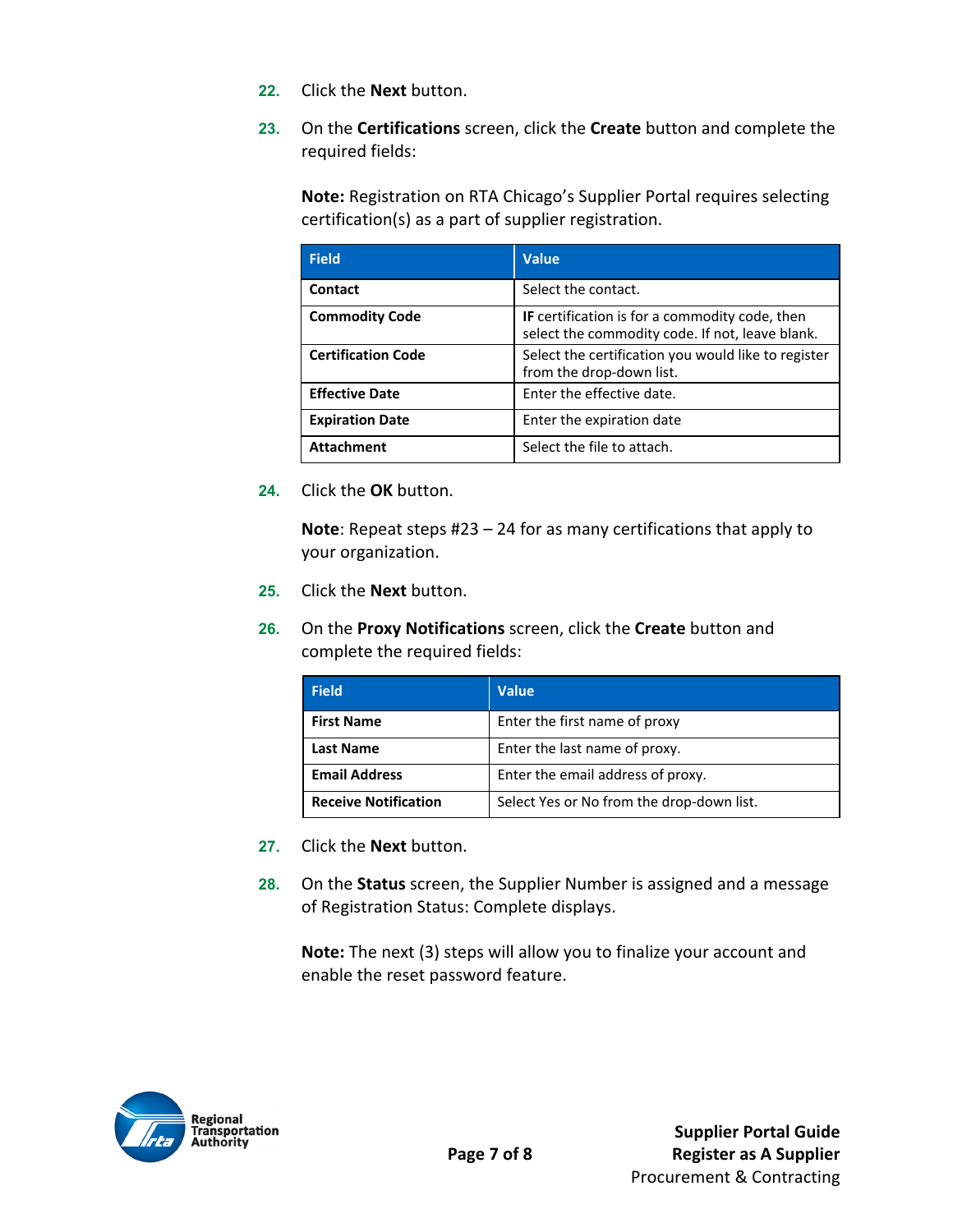22. Click the **Next** button.

23. On the **Certifications** screen, click the **Create** button and complete the required fields:

    **Note:** Registration on RTA Chicago's Supplier Portal requires selecting certification(s) as a part of supplier registration.

| Field | Value |
| --- | --- |
| **Contact** | Select the contact. |
| **Commodity Code** | **IF** certification is for a commodity code, then select the commodity code. If not, leave blank. |
| **Certification Code** | Select the certification you would like to register from the drop-down list. |
| **Effective Date** | Enter the effective date. |
| **Expiration Date** | Enter the expiration date |
| **Attachment** | Select the file to attach. |

24. Click the **OK** button.

    **Note**: Repeat steps #23 – 24 for as many certifications that apply to your organization.

25. Click the **Next** button.

26. On the **Proxy Notifications** screen, click the **Create** button and complete the required fields:

| Field | Value |
| --- | --- |
| **First Name** | Enter the first name of proxy |
| **Last Name** | Enter the last name of proxy. |
| **Email Address** | Enter the email address of proxy. |
| **Receive Notification** | Select Yes or No from the drop-down list. |

27. Click the **Next** button.

28. On the **Status** screen, the Supplier Number is assigned and a message of Registration Status: Complete displays.

    **Note:** The next (3) steps will allow you to finalize your account and enable the reset password feature.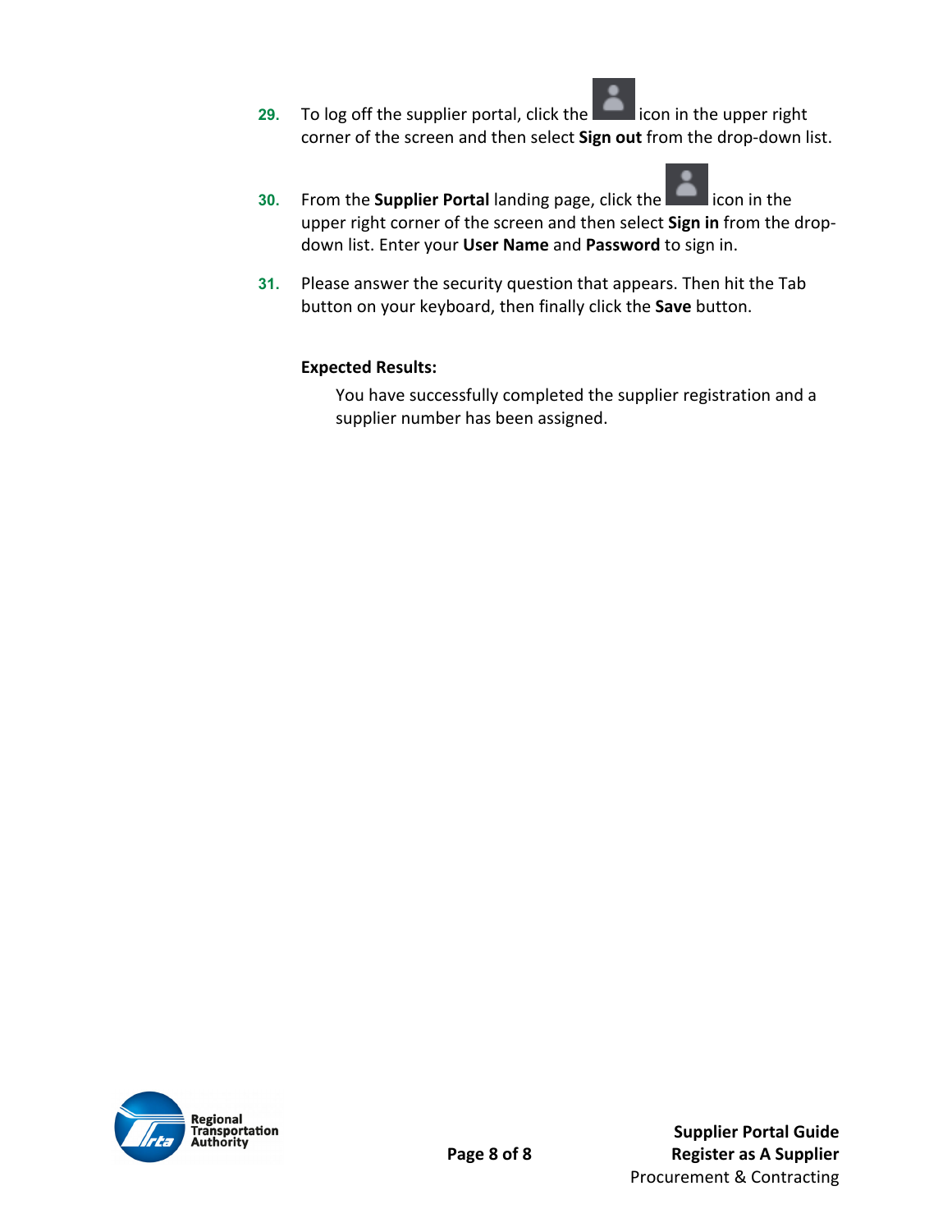29. To log off the supplier portal, click the icon in the upper right corner of the screen and then select **Sign out** from the drop-down list.

30. From the **Supplier Portal** landing page, click the icon in the upper right corner of the screen and then select **Sign in** from the drop-down list. Enter your **User Name** and **Password** to sign in.

31. Please answer the security question that appears. Then hit the Tab button on your keyboard, then finally click the **Save** button.

**Expected Results:**

You have successfully completed the supplier registration and a supplier number has been assigned.